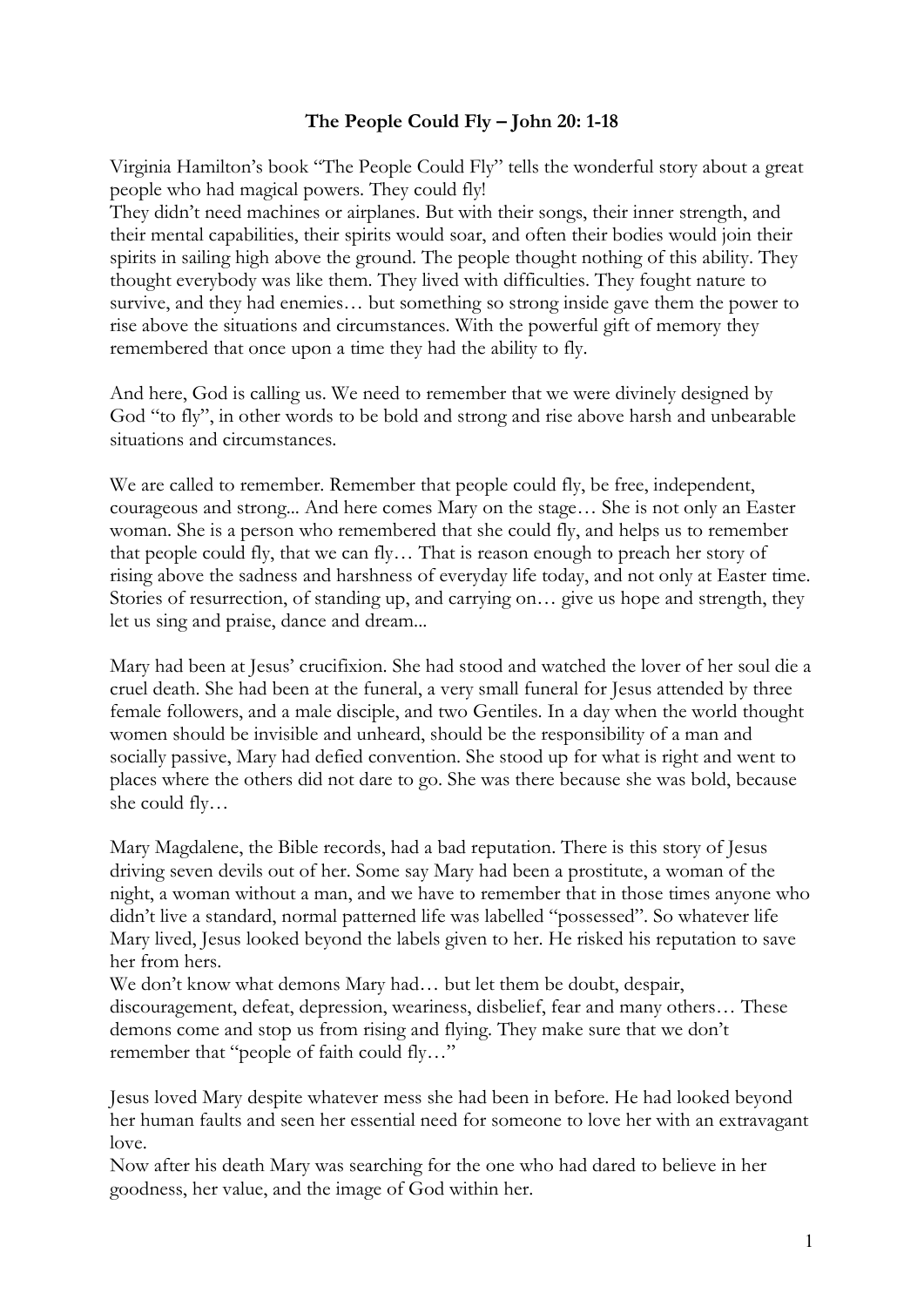**The People Could Fly – John 20: 1-18**

Virginia Hamilton's book "The People Could Fly" tells the wonderful story about a great people who had magical powers. They could fly!
They didn't need machines or airplanes. But with their songs, their inner strength, and their mental capabilities, their spirits would soar, and often their bodies would join their spirits in sailing high above the ground. The people thought nothing of this ability. They thought everybody was like them. They lived with difficulties. They fought nature to survive, and they had enemies… but something so strong inside gave them the power to rise above the situations and circumstances. With the powerful gift of memory they remembered that once upon a time they had the ability to fly.

And here, God is calling us. We need to remember that we were divinely designed by God "to fly", in other words to be bold and strong and rise above harsh and unbearable situations and circumstances.

We are called to remember. Remember that people could fly, be free, independent, courageous and strong... And here comes Mary on the stage… She is not only an Easter woman. She is a person who remembered that she could fly, and helps us to remember that people could fly, that we can fly… That is reason enough to preach her story of rising above the sadness and harshness of everyday life today, and not only at Easter time. Stories of resurrection, of standing up, and carrying on… give us hope and strength, they let us sing and praise, dance and dream...

Mary had been at Jesus' crucifixion. She had stood and watched the lover of her soul die a cruel death. She had been at the funeral, a very small funeral for Jesus attended by three female followers, and a male disciple, and two Gentiles. In a day when the world thought women should be invisible and unheard, should be the responsibility of a man and socially passive, Mary had defied convention. She stood up for what is right and went to places where the others did not dare to go. She was there because she was bold, because she could fly…

Mary Magdalene, the Bible records, had a bad reputation. There is this story of Jesus driving seven devils out of her. Some say Mary had been a prostitute, a woman of the night, a woman without a man, and we have to remember that in those times anyone who didn't live a standard, normal patterned life was labelled "possessed". So whatever life Mary lived, Jesus looked beyond the labels given to her. He risked his reputation to save her from hers.
We don't know what demons Mary had… but let them be doubt, despair, discouragement, defeat, depression, weariness, disbelief, fear and many others… These demons come and stop us from rising and flying. They make sure that we don't remember that "people of faith could fly…"

Jesus loved Mary despite whatever mess she had been in before. He had looked beyond her human faults and seen her essential need for someone to love her with an extravagant love.
Now after his death Mary was searching for the one who had dared to believe in her goodness, her value, and the image of God within her.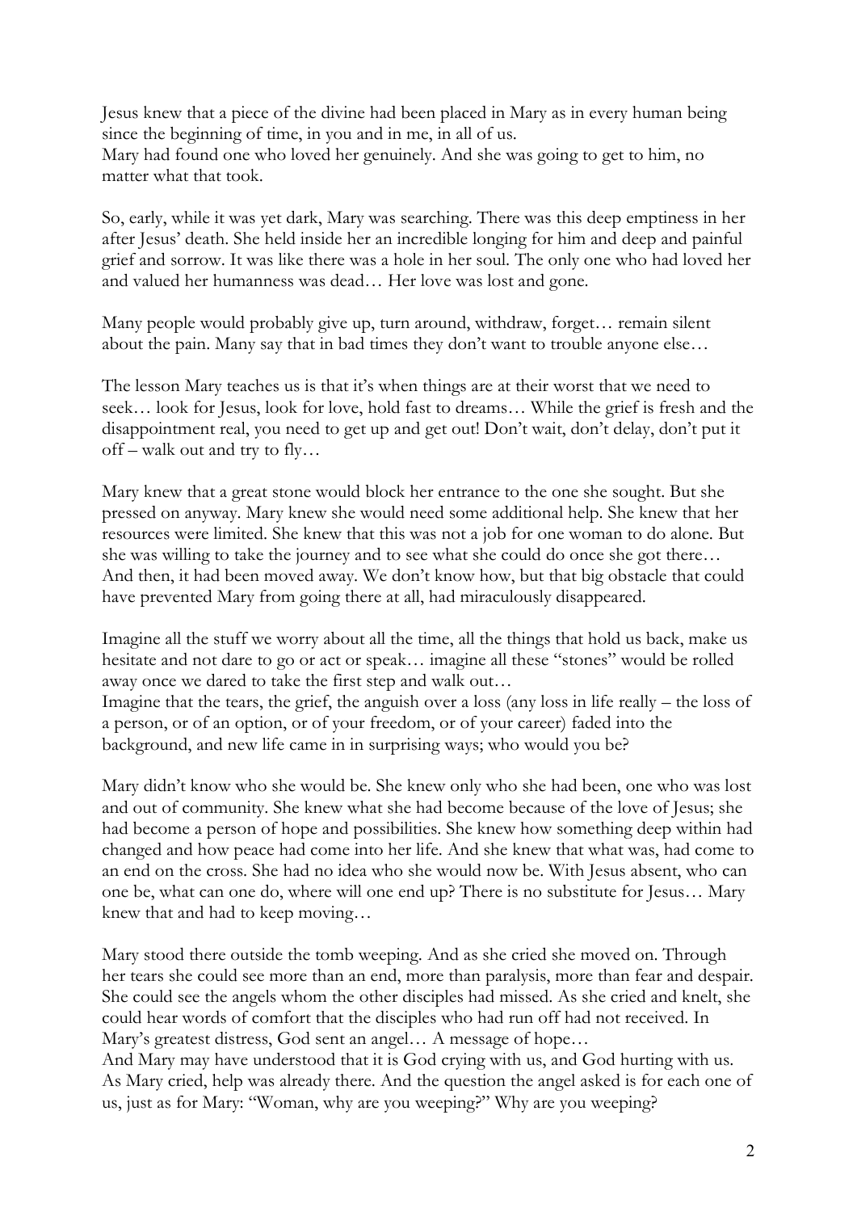Jesus knew that a piece of the divine had been placed in Mary as in every human being since the beginning of time, in you and in me, in all of us.
Mary had found one who loved her genuinely. And she was going to get to him, no matter what that took.

So, early, while it was yet dark, Mary was searching. There was this deep emptiness in her after Jesus' death. She held inside her an incredible longing for him and deep and painful grief and sorrow. It was like there was a hole in her soul. The only one who had loved her and valued her humanness was dead… Her love was lost and gone.

Many people would probably give up, turn around, withdraw, forget… remain silent about the pain. Many say that in bad times they don't want to trouble anyone else…

The lesson Mary teaches us is that it's when things are at their worst that we need to seek… look for Jesus, look for love, hold fast to dreams… While the grief is fresh and the disappointment real, you need to get up and get out! Don't wait, don't delay, don't put it off – walk out and try to fly…

Mary knew that a great stone would block her entrance to the one she sought. But she pressed on anyway. Mary knew she would need some additional help. She knew that her resources were limited. She knew that this was not a job for one woman to do alone. But she was willing to take the journey and to see what she could do once she got there… And then, it had been moved away. We don't know how, but that big obstacle that could have prevented Mary from going there at all, had miraculously disappeared.

Imagine all the stuff we worry about all the time, all the things that hold us back, make us hesitate and not dare to go or act or speak… imagine all these "stones" would be rolled away once we dared to take the first step and walk out…
Imagine that the tears, the grief, the anguish over a loss (any loss in life really – the loss of a person, or of an option, or of your freedom, or of your career) faded into the background, and new life came in in surprising ways; who would you be?

Mary didn't know who she would be. She knew only who she had been, one who was lost and out of community. She knew what she had become because of the love of Jesus; she had become a person of hope and possibilities. She knew how something deep within had changed and how peace had come into her life. And she knew that what was, had come to an end on the cross. She had no idea who she would now be. With Jesus absent, who can one be, what can one do, where will one end up? There is no substitute for Jesus… Mary knew that and had to keep moving…

Mary stood there outside the tomb weeping. And as she cried she moved on. Through her tears she could see more than an end, more than paralysis, more than fear and despair. She could see the angels whom the other disciples had missed. As she cried and knelt, she could hear words of comfort that the disciples who had run off had not received. In Mary's greatest distress, God sent an angel… A message of hope…
And Mary may have understood that it is God crying with us, and God hurting with us. As Mary cried, help was already there. And the question the angel asked is for each one of us, just as for Mary: "Woman, why are you weeping?" Why are you weeping?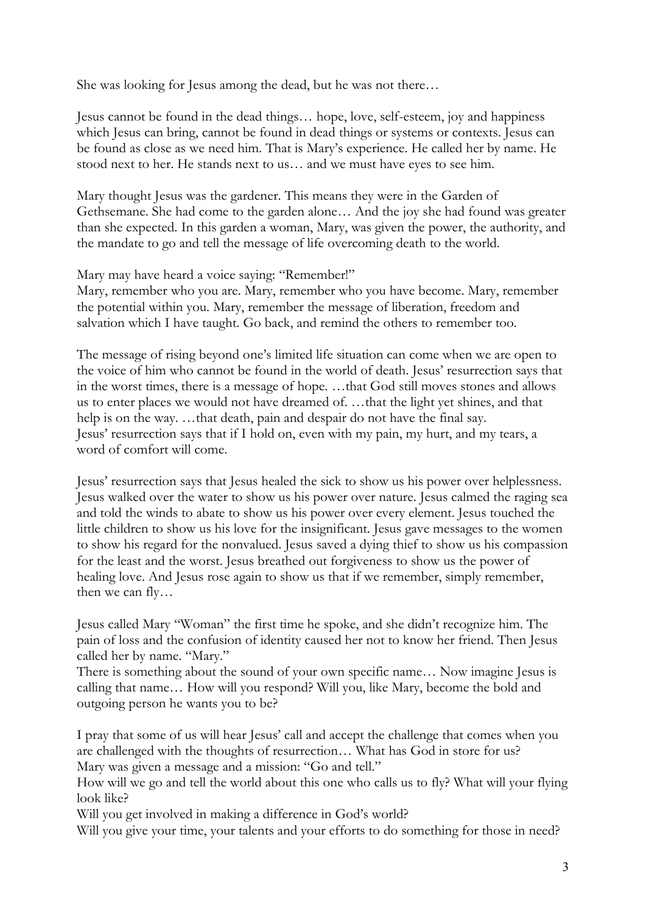She was looking for Jesus among the dead, but he was not there…

Jesus cannot be found in the dead things… hope, love, self-esteem, joy and happiness which Jesus can bring, cannot be found in dead things or systems or contexts. Jesus can be found as close as we need him. That is Mary's experience. He called her by name. He stood next to her. He stands next to us… and we must have eyes to see him.

Mary thought Jesus was the gardener. This means they were in the Garden of Gethsemane. She had come to the garden alone… And the joy she had found was greater than she expected. In this garden a woman, Mary, was given the power, the authority, and the mandate to go and tell the message of life overcoming death to the world.

Mary may have heard a voice saying: "Remember!"
Mary, remember who you are. Mary, remember who you have become. Mary, remember the potential within you. Mary, remember the message of liberation, freedom and salvation which I have taught. Go back, and remind the others to remember too.

The message of rising beyond one's limited life situation can come when we are open to the voice of him who cannot be found in the world of death. Jesus' resurrection says that in the worst times, there is a message of hope. …that God still moves stones and allows us to enter places we would not have dreamed of. …that the light yet shines, and that help is on the way. …that death, pain and despair do not have the final say.
Jesus' resurrection says that if I hold on, even with my pain, my hurt, and my tears, a word of comfort will come.

Jesus' resurrection says that Jesus healed the sick to show us his power over helplessness. Jesus walked over the water to show us his power over nature. Jesus calmed the raging sea and told the winds to abate to show us his power over every element. Jesus touched the little children to show us his love for the insignificant. Jesus gave messages to the women to show his regard for the nonvalued. Jesus saved a dying thief to show us his compassion for the least and the worst. Jesus breathed out forgiveness to show us the power of healing love. And Jesus rose again to show us that if we remember, simply remember, then we can fly…

Jesus called Mary "Woman" the first time he spoke, and she didn't recognize him. The pain of loss and the confusion of identity caused her not to know her friend. Then Jesus called her by name. "Mary."
There is something about the sound of your own specific name… Now imagine Jesus is calling that name… How will you respond? Will you, like Mary, become the bold and outgoing person he wants you to be?

I pray that some of us will hear Jesus' call and accept the challenge that comes when you are challenged with the thoughts of resurrection… What has God in store for us?
Mary was given a message and a mission: "Go and tell."
How will we go and tell the world about this one who calls us to fly? What will your flying look like?
Will you get involved in making a difference in God's world?
Will you give your time, your talents and your efforts to do something for those in need?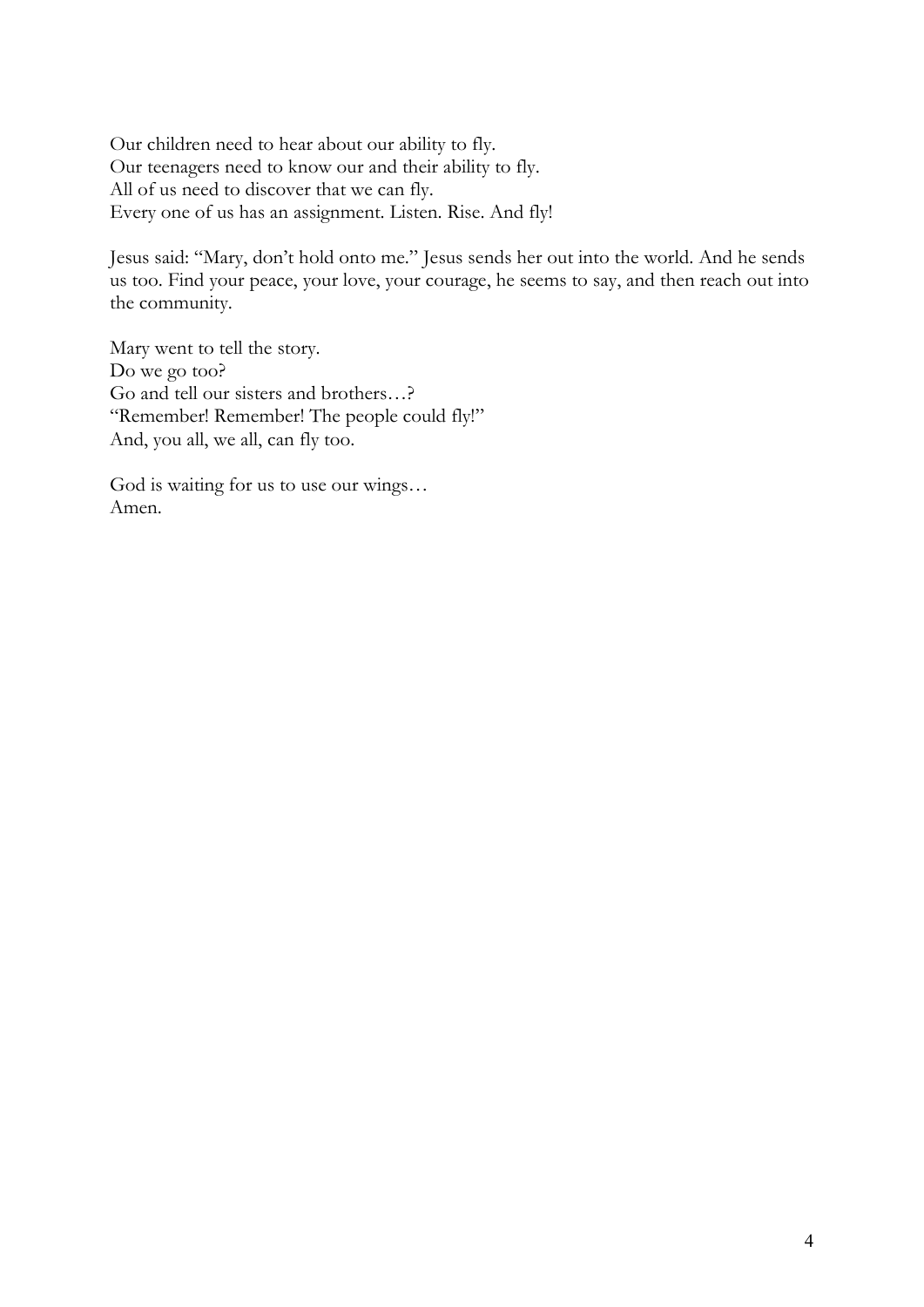Our children need to hear about our ability to fly.
Our teenagers need to know our and their ability to fly.
All of us need to discover that we can fly.
Every one of us has an assignment. Listen. Rise. And fly!

Jesus said: "Mary, don't hold onto me." Jesus sends her out into the world. And he sends us too. Find your peace, your love, your courage, he seems to say, and then reach out into the community.

Mary went to tell the story.
Do we go too?
Go and tell our sisters and brothers…?
"Remember! Remember! The people could fly!"
And, you all, we all, can fly too.

God is waiting for us to use our wings…
Amen.